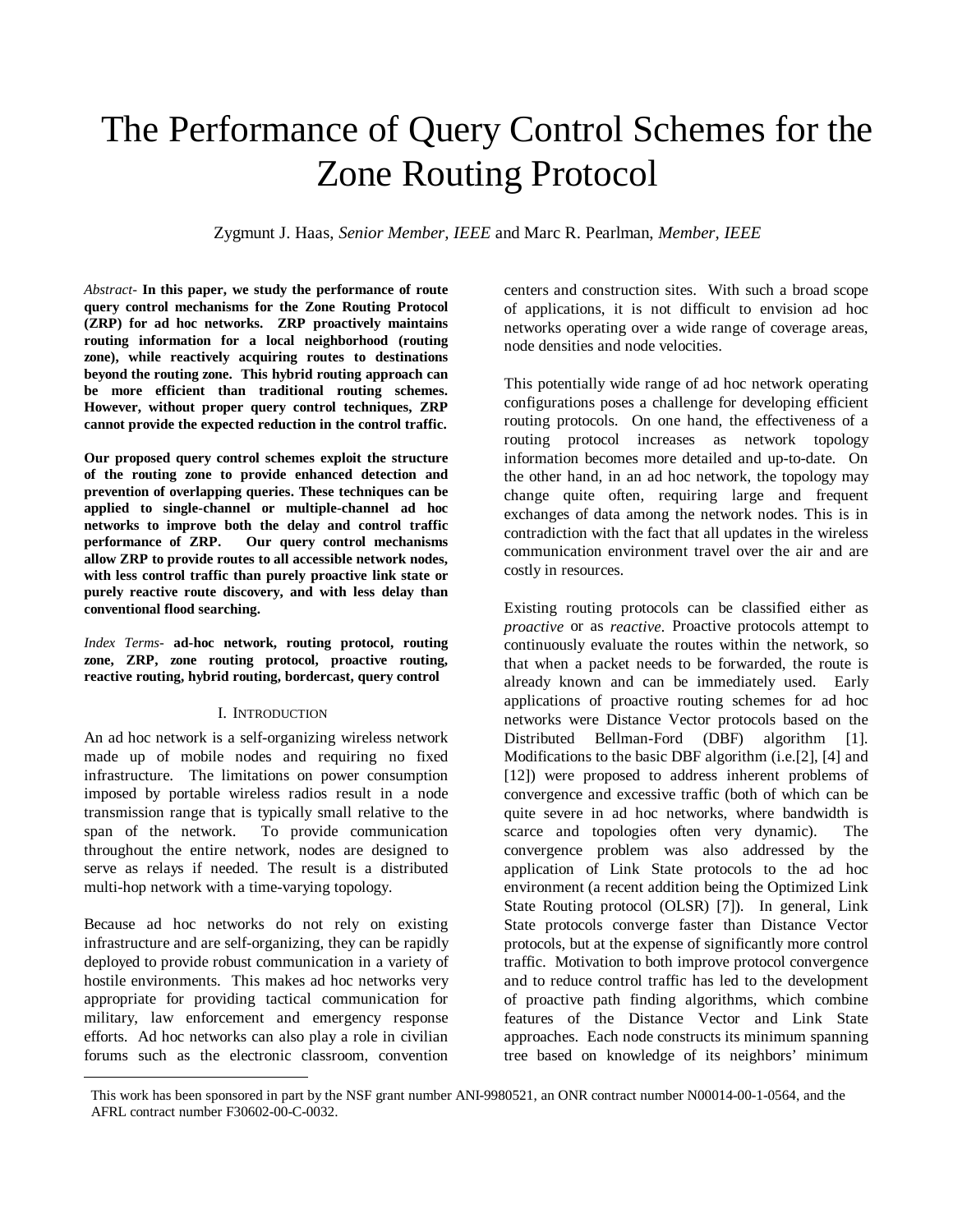# The Performance of Query Control Schemes for the Zone Routing Protocol

Zygmunt J. Haas, *Senior Member, IEEE* and Marc R. Pearlman, *Member, IEEE*

*Abstract-* **In this paper, we study the performance of route query control mechanisms for the Zone Routing Protocol (ZRP) for ad hoc networks. ZRP proactively maintains routing information for a local neighborhood (routing zone), while reactively acquiring routes to destinations beyond the routing zone. This hybrid routing approach can be more efficient than traditional routing schemes. However, without proper query control techniques, ZRP cannot provide the expected reduction in the control traffic.**

**Our proposed query control schemes exploit the structure of the routing zone to provide enhanced detection and prevention of overlapping queries. These techniques can be applied to single-channel or multiple-channel ad hoc networks to improve both the delay and control traffic performance of ZRP. Our query control mechanisms allow ZRP to provide routes to all accessible network nodes, with less control traffic than purely proactive link state or purely reactive route discovery, and with less delay than conventional flood searching.**

*Index Terms-* **ad-hoc network, routing protocol, routing zone, ZRP, zone routing protocol, proactive routing, reactive routing, hybrid routing, bordercast, query control**

## I. Introduction

An ad hoc network is a self-organizing wireless network made up of mobile nodes and requiring no fixed infrastructure. The limitations on power consumption imposed by portable wireless radios result in a node transmission range that is typically small relative to the span of the network. To provide communication throughout the entire network, nodes are designed to serve as relays if needed. The result is a distributed multi-hop network with a time-varying topology.

Because ad hoc networks do not rely on existing infrastructure and are self-organizing, they can be rapidly deployed to provide robust communication in a variety of hostile environments. This makes ad hoc networks very appropriate for providing tactical communication for military, law enforcement and emergency response efforts. Ad hoc networks can also play a role in civilian forums such as the electronic classroom, convention centers and construction sites. With such a broad scope of applications, it is not difficult to envision ad hoc networks operating over a wide range of coverage areas, node densities and node velocities.

This potentially wide range of ad hoc network operating configurations poses a challenge for developing efficient routing protocols. On one hand, the effectiveness of a routing protocol increases as network topology information becomes more detailed and up-to-date. On the other hand, in an ad hoc network, the topology may change quite often, requiring large and frequent exchanges of data among the network nodes. This is in contradiction with the fact that all updates in the wireless communication environment travel over the air and are costly in resources.

Existing routing protocols can be classified either as *proactive* or as *reactive*. Proactive protocols attempt to continuously evaluate the routes within the network, so that when a packet needs to be forwarded, the route is already known and can be immediately used. Early applications of proactive routing schemes for ad hoc networks were Distance Vector protocols based on the Distributed Bellman-Ford (DBF) algorithm [1]. Modifications to the basic DBF algorithm (i.e.[2], [4] and [12]) were proposed to address inherent problems of convergence and excessive traffic (both of which can be quite severe in ad hoc networks, where bandwidth is scarce and topologies often very dynamic). The convergence problem was also addressed by the application of Link State protocols to the ad hoc environment (a recent addition being the Optimized Link State Routing protocol (OLSR) [7]). In general, Link State protocols converge faster than Distance Vector protocols, but at the expense of significantly more control traffic. Motivation to both improve protocol convergence and to reduce control traffic has led to the development of proactive path finding algorithms, which combine features of the Distance Vector and Link State approaches. Each node constructs its minimum spanning tree based on knowledge of its neighbors' minimum

This work has been sponsored in part by the NSF grant number ANI-9980521, an ONR contract number N00014-00-1-0564, and the AFRL contract number F30602-00-C-0032.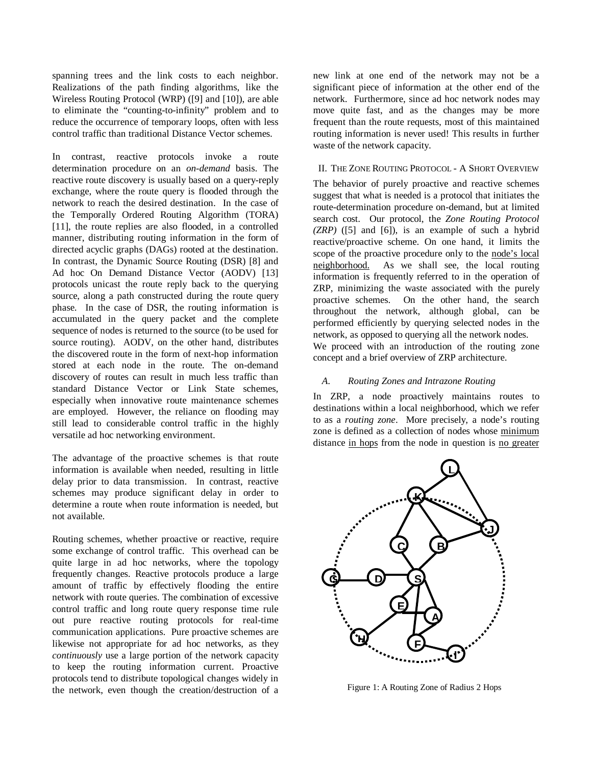spanning trees and the link costs to each neighbor. Realizations of the path finding algorithms, like the Wireless Routing Protocol (WRP) ([9] and [10]), are able to eliminate the "counting-to-infinity" problem and to reduce the occurrence of temporary loops, often with less control traffic than traditional Distance Vector schemes.

In contrast, reactive protocols invoke a route determination procedure on an *on-demand* basis. The reactive route discovery is usually based on a query-reply exchange, where the route query is flooded through the network to reach the desired destination. In the case of the Temporally Ordered Routing Algorithm (TORA) [11], the route replies are also flooded, in a controlled manner, distributing routing information in the form of directed acyclic graphs (DAGs) rooted at the destination. In contrast, the Dynamic Source Routing (DSR) [8] and Ad hoc On Demand Distance Vector (AODV) [13] protocols unicast the route reply back to the querying source, along a path constructed during the route query phase. In the case of DSR, the routing information is accumulated in the query packet and the complete sequence of nodes is returned to the source (to be used for source routing). AODV, on the other hand, distributes the discovered route in the form of next-hop information stored at each node in the route. The on-demand discovery of routes can result in much less traffic than standard Distance Vector or Link State schemes, especially when innovative route maintenance schemes are employed. However, the reliance on flooding may still lead to considerable control traffic in the highly versatile ad hoc networking environment.

The advantage of the proactive schemes is that route information is available when needed, resulting in little delay prior to data transmission. In contrast, reactive schemes may produce significant delay in order to determine a route when route information is needed, but not available.

Routing schemes, whether proactive or reactive, require some exchange of control traffic. This overhead can be quite large in ad hoc networks, where the topology frequently changes. Reactive protocols produce a large amount of traffic by effectively flooding the entire network with route queries. The combination of excessive control traffic and long route query response time rule out pure reactive routing protocols for real-time communication applications. Pure proactive schemes are likewise not appropriate for ad hoc networks, as they *continuously* use a large portion of the network capacity to keep the routing information current. Proactive protocols tend to distribute topological changes widely in the network, even though the creation/destruction of a new link at one end of the network may not be a significant piece of information at the other end of the network. Furthermore, since ad hoc network nodes may move quite fast, and as the changes may be more frequent than the route requests, most of this maintained routing information is never used! This results in further waste of the network capacity.

## II. THE ZONE ROUTING PROTOCOL - A SHORT OVERVIEW

The behavior of purely proactive and reactive schemes suggest that what is needed is a protocol that initiates the route-determination procedure on-demand, but at limited search cost. Our protocol, the *Zone Routing Protocol (ZRP)* ([5] and [6]), is an example of such a hybrid reactive/proactive scheme. On one hand, it limits the scope of the proactive procedure only to the node's local neighborhood. As we shall see, the local routing information is frequently referred to in the operation of ZRP, minimizing the waste associated with the purely proactive schemes. On the other hand, the search throughout the network, although global, can be performed efficiently by querying selected nodes in the network, as opposed to querying all the network nodes.

We proceed with an introduction of the routing zone concept and a brief overview of ZRP architecture.

### A. Routing Zones and Intrazone Routing

In ZRP, a node proactively maintains routes to destinations within a local neighborhood, which we refer to as a *routing zone*. More precisely, a node's routing zone is defined as a collection of nodes whose minimum distance in hops from the node in question is no greater

L
K
J
C
B
G
D
S
E
A
H
F
I

Figure 1: A Routing Zone of Radius 2 Hops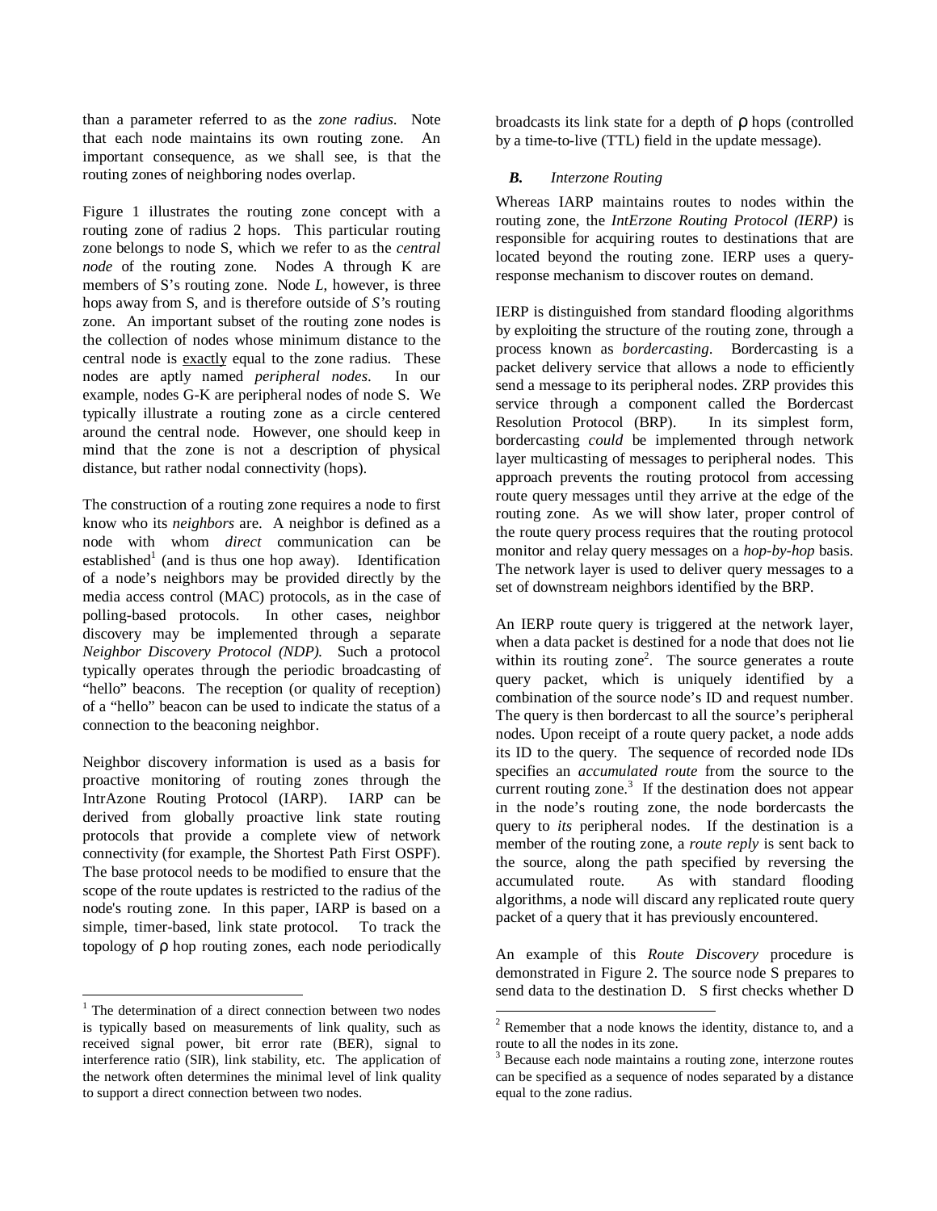than a parameter referred to as the *zone radius*. Note that each node maintains its own routing zone. An important consequence, as we shall see, is that the routing zones of neighboring nodes overlap.

Figure 1 illustrates the routing zone concept with a routing zone of radius 2 hops. This particular routing zone belongs to node S, which we refer to as the *central node* of the routing zone. Nodes A through K are members of S's routing zone. Node *L*, however, is three hops away from S, and is therefore outside of *S*'s routing zone. An important subset of the routing zone nodes is the collection of nodes whose minimum distance to the central node is exactly equal to the zone radius. These nodes are aptly named *peripheral nodes*. In our example, nodes G-K are peripheral nodes of node S. We typically illustrate a routing zone as a circle centered around the central node. However, one should keep in mind that the zone is not a description of physical distance, but rather nodal connectivity (hops).

The construction of a routing zone requires a node to first know who its *neighbors* are. A neighbor is defined as a node with whom *direct* communication can be established[1] (and is thus one hop away). Identification of a node's neighbors may be provided directly by the media access control (MAC) protocols, as in the case of polling-based protocols. In other cases, neighbor discovery may be implemented through a separate *Neighbor Discovery Protocol (NDP).* Such a protocol typically operates through the periodic broadcasting of "hello" beacons. The reception (or quality of reception) of a "hello" beacon can be used to indicate the status of a connection to the beaconing neighbor.

Neighbor discovery information is used as a basis for proactive monitoring of routing zones through the IntrAzone Routing Protocol (IARP). IARP can be derived from globally proactive link state routing protocols that provide a complete view of network connectivity (for example, the Shortest Path First OSPF). The base protocol needs to be modified to ensure that the scope of the route updates is restricted to the radius of the node's routing zone. In this paper, IARP is based on a simple, timer-based, link state protocol. To track the topology of $\rho$ hop routing zones, each node periodically broadcasts its link state for a depth of $\rho$ hops (controlled by a time-to-live (TTL) field in the update message).

### *B. Interzone Routing*

Whereas IARP maintains routes to nodes within the routing zone, the *IntErzone Routing Protocol (IERP)* is responsible for acquiring routes to destinations that are located beyond the routing zone. IERP uses a query-response mechanism to discover routes on demand.

IERP is distinguished from standard flooding algorithms by exploiting the structure of the routing zone, through a process known as *bordercasting*. Bordercasting is a packet delivery service that allows a node to efficiently send a message to its peripheral nodes. ZRP provides this service through a component called the Bordercast Resolution Protocol (BRP). In its simplest form, bordercasting *could* be implemented through network layer multicasting of messages to peripheral nodes. This approach prevents the routing protocol from accessing route query messages until they arrive at the edge of the routing zone. As we will show later, proper control of the route query process requires that the routing protocol monitor and relay query messages on a *hop-by-hop* basis. The network layer is used to deliver query messages to a set of downstream neighbors identified by the BRP.

An IERP route query is triggered at the network layer, when a data packet is destined for a node that does not lie within its routing zone[2]. The source generates a route query packet, which is uniquely identified by a combination of the source node's ID and request number. The query is then bordercast to all the source's peripheral nodes. Upon receipt of a route query packet, a node adds its ID to the query. The sequence of recorded node IDs specifies an *accumulated route* from the source to the current routing zone.[3] If the destination does not appear in the node's routing zone, the node bordercasts the query to *its* peripheral nodes. If the destination is a member of the routing zone, a *route reply* is sent back to the source, along the path specified by reversing the accumulated route. As with standard flooding algorithms, a node will discard any replicated route query packet of a query that it has previously encountered.

An example of this *Route Discovery* procedure is demonstrated in Figure 2. The source node S prepares to send data to the destination D. S first checks whether D

[1] The determination of a direct connection between two nodes is typically based on measurements of link quality, such as received signal power, bit error rate (BER), signal to interference ratio (SIR), link stability, etc. The application of the network often determines the minimal level of link quality to support a direct connection between two nodes.

[2] Remember that a node knows the identity, distance to, and a route to all the nodes in its zone.

[3] Because each node maintains a routing zone, interzone routes can be specified as a sequence of nodes separated by a distance equal to the zone radius.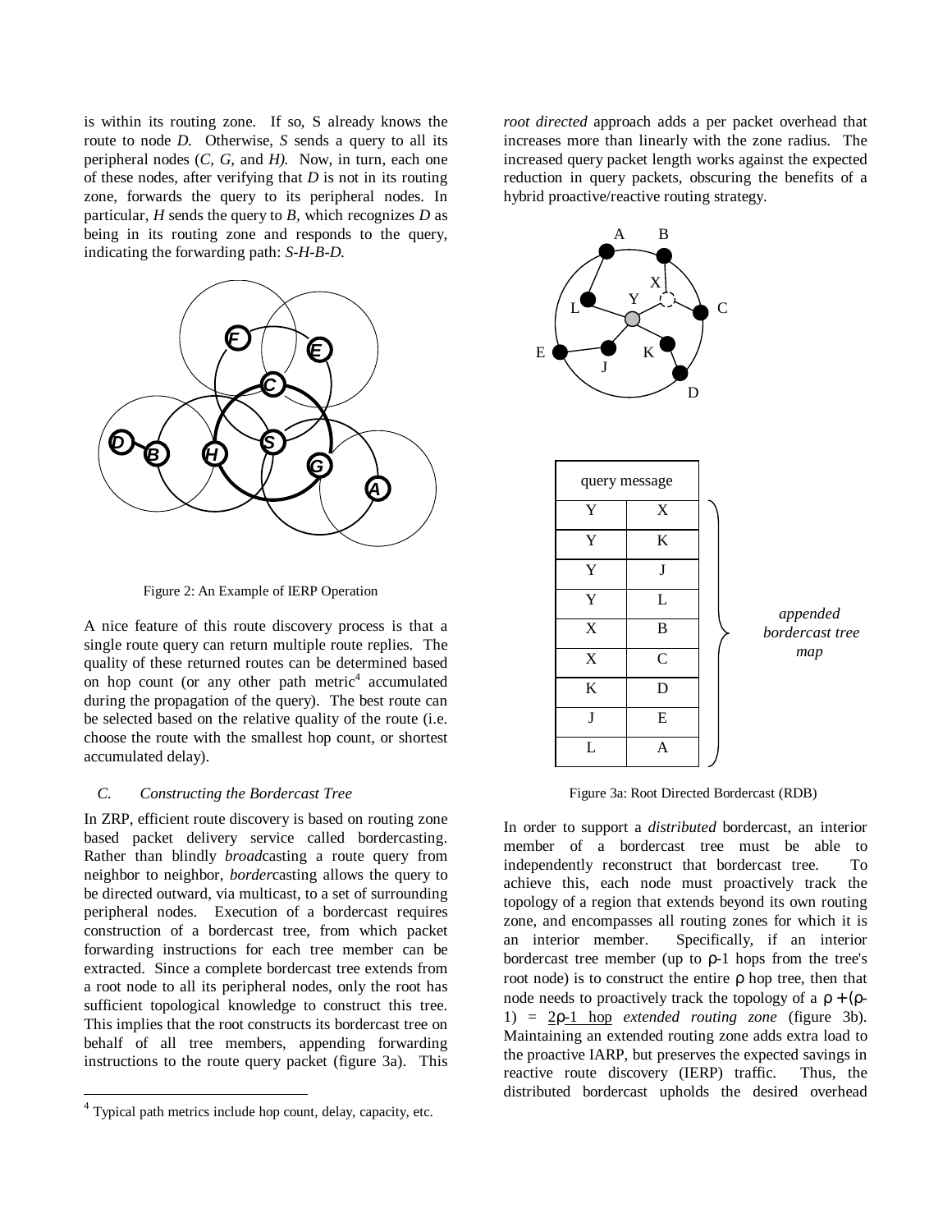is within its routing zone. If so, S already knows the route to node *D*. Otherwise, *S* sends a query to all its peripheral nodes (*C, G,* and *H).* Now, in turn, each one of these nodes, after verifying that *D* is not in its routing zone, forwards the query to its peripheral nodes. In particular, *H* sends the query to *B*, which recognizes *D* as being in its routing zone and responds to the query, indicating the forwarding path: *S-H-B-D.*

Figure 2: An Example of IERP Operation

A nice feature of this route discovery process is that a single route query can return multiple route replies. The quality of these returned routes can be determined based on hop count (or any other path metric[4] accumulated during the propagation of the query). The best route can be selected based on the relative quality of the route (i.e. choose the route with the smallest hop count, or shortest accumulated delay).

### C. Constructing the Bordercast Tree

In ZRP, efficient route discovery is based on routing zone based packet delivery service called bordercasting. Rather than blindly *broad*casting a route query from neighbor to neighbor, *border*casting allows the query to be directed outward, via multicast, to a set of surrounding peripheral nodes. Execution of a bordercast requires construction of a bordercast tree, from which packet forwarding instructions for each tree member can be extracted. Since a complete bordercast tree extends from a root node to all its peripheral nodes, only the root has sufficient topological knowledge to construct this tree. This implies that the root constructs its bordercast tree on behalf of all tree members, appending forwarding instructions to the route query packet (figure 3a). This *root directed* approach adds a per packet overhead that increases more than linearly with the zone radius. The increased query packet length works against the expected reduction in query packets, obscuring the benefits of a hybrid proactive/reactive routing strategy.

| query message | |
|---|---|
| Y | X |
| Y | K |
| Y | J |
| Y | L |
| X | B |
| X | C |
| K | D |
| J | E |
| L | A |

*appended bordercast tree map*

Figure 3a: Root Directed Bordercast (RDB)

In order to support a *distributed* bordercast, an interior member of a bordercast tree must be able to independently reconstruct that bordercast tree. To achieve this, each node must proactively track the topology of a region that extends beyond its own routing zone, and encompasses all routing zones for which it is an interior member. Specifically, if an interior bordercast tree member (up to $\rho$-1 hops from the tree's root node) is to construct the entire $\rho$ hop tree, then that node needs to proactively track the topology of a $\rho + (\rho - 1) = 2\rho - 1$ hop *extended routing zone* (figure 3b). Maintaining an extended routing zone adds extra load to the proactive IARP, but preserves the expected savings in reactive route discovery (IERP) traffic. Thus, the distributed bordercast upholds the desired overhead

[4] Typical path metrics include hop count, delay, capacity, etc.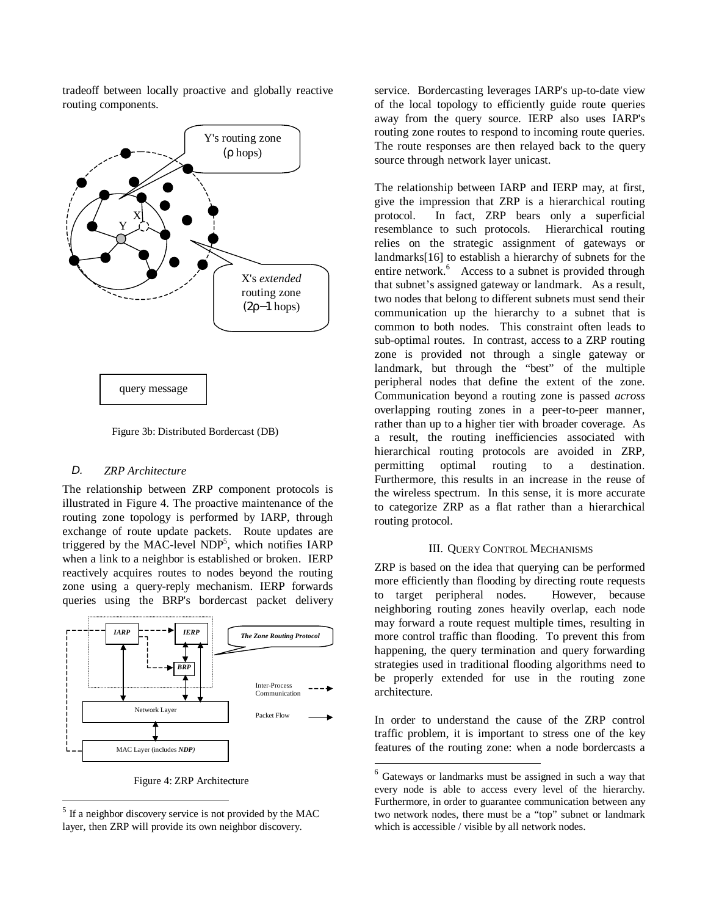tradeoff between locally proactive and globally reactive routing components.

Y's routing zone ($\rho$ hops)

X

Y

X's *extended* routing zone ($2\rho-1$ hops)

query message

Figure 3b: Distributed Bordercast (DB)

### D. *ZRP Architecture*

The relationship between ZRP component protocols is illustrated in Figure 4. The proactive maintenance of the routing zone topology is performed by IARP, through exchange of route update packets. Route updates are triggered by the MAC-level NDP[5], which notifies IARP when a link to a neighbor is established or broken. IERP reactively acquires routes to nodes beyond the routing zone using a query-reply mechanism. IERP forwards queries using the BRP's bordercast packet delivery service. Bordercasting leverages IARP's up-to-date view of the local topology to efficiently guide route queries away from the query source. IERP also uses IARP's routing zone routes to respond to incoming route queries. The route responses are then relayed back to the query source through network layer unicast.

*IARP*

*IERP*

*BRP*

***The Zone Routing Protocol***

Inter-Process Communication

Packet Flow

Network Layer

MAC Layer (includes ***NDP***)

Figure 4: ZRP Architecture

The relationship between IARP and IERP may, at first, give the impression that ZRP is a hierarchical routing protocol. In fact, ZRP bears only a superficial resemblance to such protocols. Hierarchical routing relies on the strategic assignment of gateways or landmarks[16] to establish a hierarchy of subnets for the entire network.[6] Access to a subnet is provided through that subnet's assigned gateway or landmark. As a result, two nodes that belong to different subnets must send their communication up the hierarchy to a subnet that is common to both nodes. This constraint often leads to sub-optimal routes. In contrast, access to a ZRP routing zone is provided not through a single gateway or landmark, but through the "best" of the multiple peripheral nodes that define the extent of the zone. Communication beyond a routing zone is passed *across* overlapping routing zones in a peer-to-peer manner, rather than up to a higher tier with broader coverage. As a result, the routing inefficiencies associated with hierarchical routing protocols are avoided in ZRP, permitting optimal routing to a destination. Furthermore, this results in an increase in the reuse of the wireless spectrum. In this sense, it is more accurate to categorize ZRP as a flat rather than a hierarchical routing protocol.

## III. Query Control Mechanisms

ZRP is based on the idea that querying can be performed more efficiently than flooding by directing route requests to target peripheral nodes. However, because neighboring routing zones heavily overlap, each node may forward a route request multiple times, resulting in more control traffic than flooding. To prevent this from happening, the query termination and query forwarding strategies used in traditional flooding algorithms need to be properly extended for use in the routing zone architecture.

In order to understand the cause of the ZRP control traffic problem, it is important to stress one of the key features of the routing zone: when a node bordercasts a

[5] If a neighbor discovery service is not provided by the MAC layer, then ZRP will provide its own neighbor discovery.

[6] Gateways or landmarks must be assigned in such a way that every node is able to access every level of the hierarchy. Furthermore, in order to guarantee communication between any two network nodes, there must be a "top" subnet or landmark which is accessible / visible by all network nodes.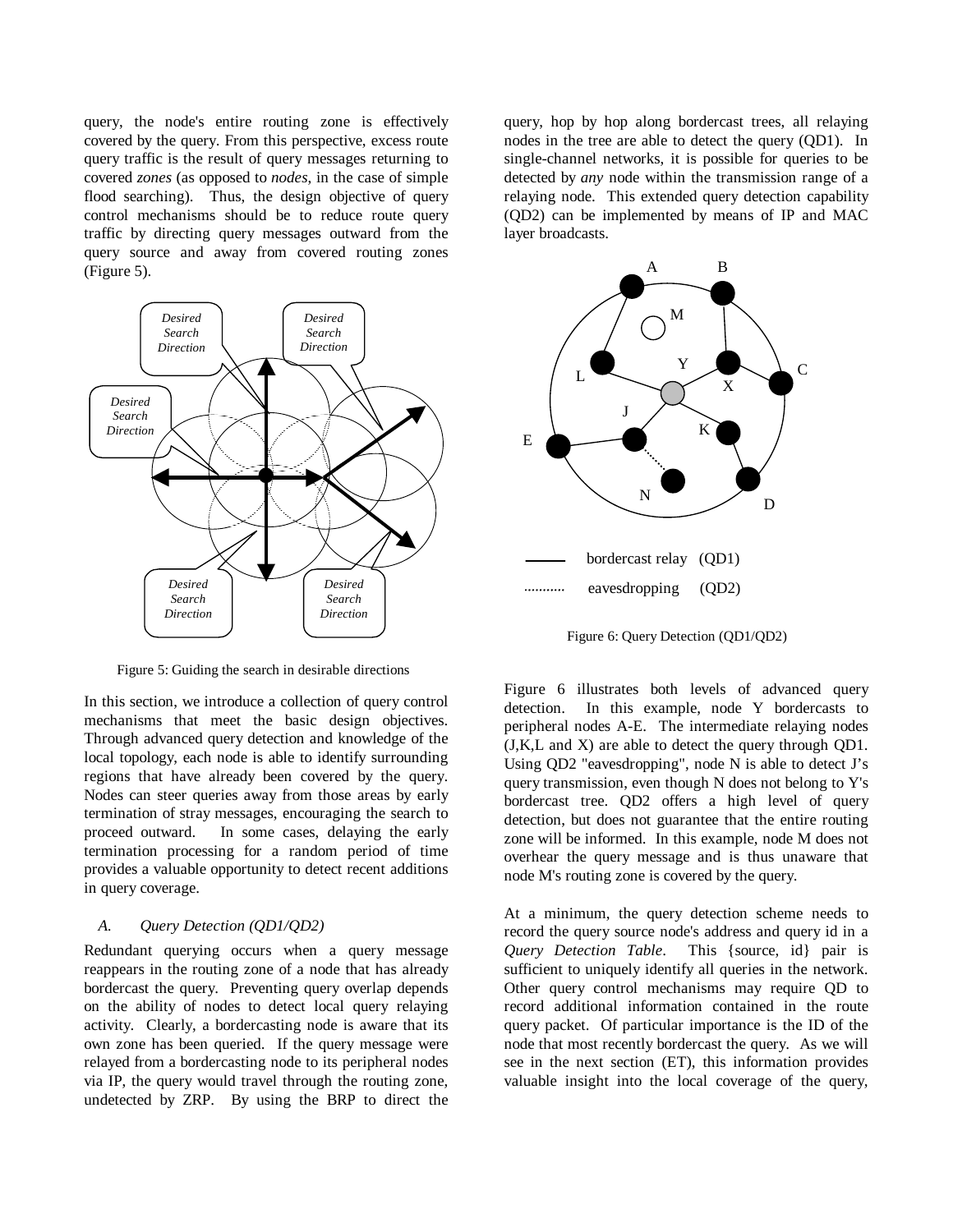query, the node's entire routing zone is effectively covered by the query. From this perspective, excess route query traffic is the result of query messages returning to covered *zones* (as opposed to *nodes*, in the case of simple flood searching). Thus, the design objective of query control mechanisms should be to reduce route query traffic by directing query messages outward from the query source and away from covered routing zones (Figure 5).

Figure 5: Guiding the search in desirable directions

In this section, we introduce a collection of query control mechanisms that meet the basic design objectives. Through advanced query detection and knowledge of the local topology, each node is able to identify surrounding regions that have already been covered by the query. Nodes can steer queries away from those areas by early termination of stray messages, encouraging the search to proceed outward. In some cases, delaying the early termination processing for a random period of time provides a valuable opportunity to detect recent additions in query coverage.

### A. *Query Detection (QD1/QD2)*

Redundant querying occurs when a query message reappears in the routing zone of a node that has already bordercast the query. Preventing query overlap depends on the ability of nodes to detect local query relaying activity. Clearly, a bordercasting node is aware that its own zone has been queried. If the query message were relayed from a bordercasting node to its peripheral nodes via IP, the query would travel through the routing zone, undetected by ZRP. By using the BRP to direct the query, hop by hop along bordercast trees, all relaying nodes in the tree are able to detect the query (QD1). In single-channel networks, it is possible for queries to be detected by *any* node within the transmission range of a relaying node. This extended query detection capability (QD2) can be implemented by means of IP and MAC layer broadcasts.

Figure 6: Query Detection (QD1/QD2)

Figure 6 illustrates both levels of advanced query detection. In this example, node Y bordercasts to peripheral nodes A-E. The intermediate relaying nodes (J,K,L and X) are able to detect the query through QD1. Using QD2 "eavesdropping", node N is able to detect J's query transmission, even though N does not belong to Y's bordercast tree. QD2 offers a high level of query detection, but does not guarantee that the entire routing zone will be informed. In this example, node M does not overhear the query message and is thus unaware that node M's routing zone is covered by the query.

At a minimum, the query detection scheme needs to record the query source node's address and query id in a *Query Detection Table*. This {source, id} pair is sufficient to uniquely identify all queries in the network. Other query control mechanisms may require QD to record additional information contained in the route query packet. Of particular importance is the ID of the node that most recently bordercast the query. As we will see in the next section (ET), this information provides valuable insight into the local coverage of the query,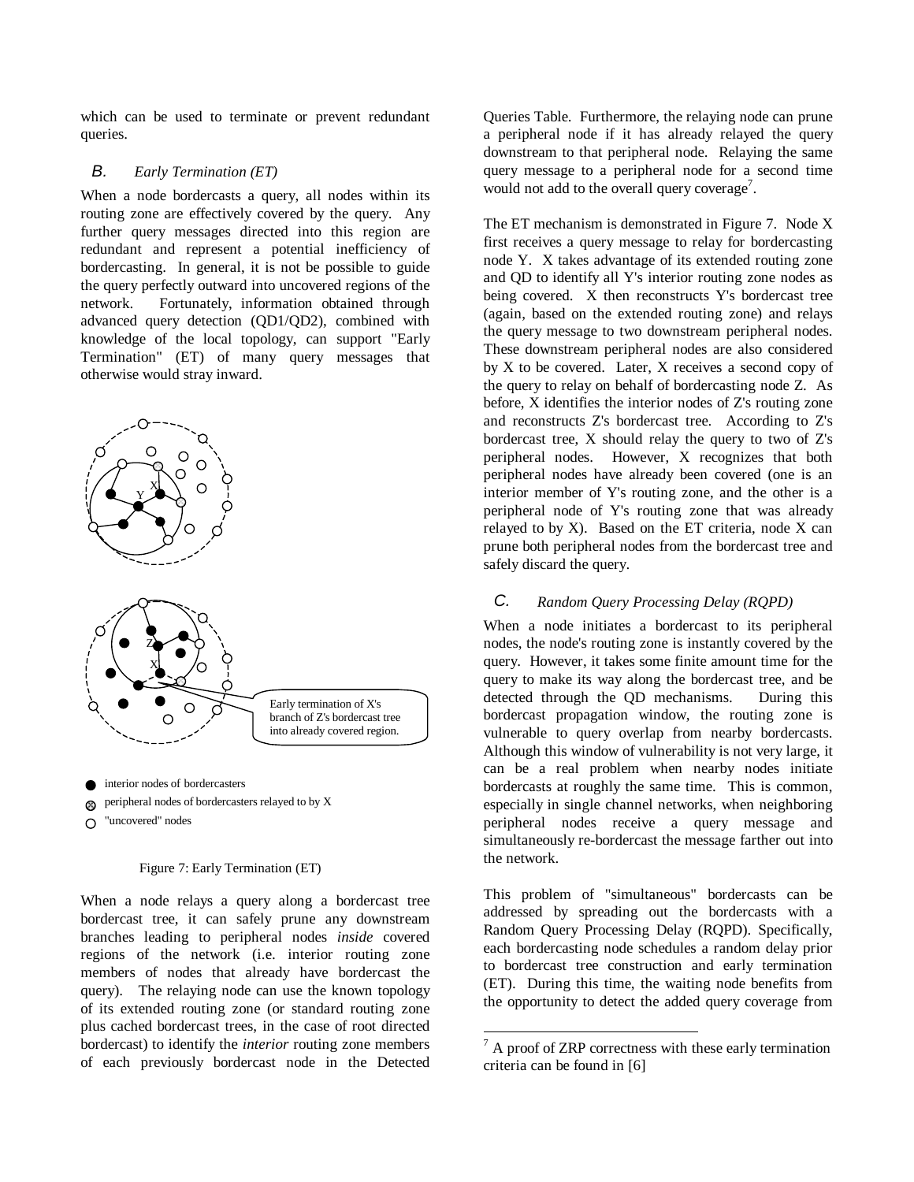which can be used to terminate or prevent redundant queries.

### B. *Early Termination (ET)*

When a node bordercasts a query, all nodes within its routing zone are effectively covered by the query. Any further query messages directed into this region are redundant and represent a potential inefficiency of bordercasting. In general, it is not be possible to guide the query perfectly outward into uncovered regions of the network. Fortunately, information obtained through advanced query detection (QD1/QD2), combined with knowledge of the local topology, can support "Early Termination" (ET) of many query messages that otherwise would stray inward.

Early termination of X's branch of Z's bordercast tree into already covered region.

interior nodes of bordercasters

peripheral nodes of bordercasters relayed to by X

"uncovered" nodes

Figure 7: Early Termination (ET)

When a node relays a query along a bordercast tree bordercast tree, it can safely prune any downstream branches leading to peripheral nodes *inside* covered regions of the network (i.e. interior routing zone members of nodes that already have bordercast the query). The relaying node can use the known topology of its extended routing zone (or standard routing zone plus cached bordercast trees, in the case of root directed bordercast) to identify the *interior* routing zone members of each previously bordercast node in the Detected Queries Table. Furthermore, the relaying node can prune a peripheral node if it has already relayed the query downstream to that peripheral node. Relaying the same query message to a peripheral node for a second time would not add to the overall query coverage[7].

The ET mechanism is demonstrated in Figure 7. Node X first receives a query message to relay for bordercasting node Y. X takes advantage of its extended routing zone and QD to identify all Y's interior routing zone nodes as being covered. X then reconstructs Y's bordercast tree (again, based on the extended routing zone) and relays the query message to two downstream peripheral nodes. These downstream peripheral nodes are also considered by X to be covered. Later, X receives a second copy of the query to relay on behalf of bordercasting node Z. As before, X identifies the interior nodes of Z's routing zone and reconstructs Z's bordercast tree. According to Z's bordercast tree, X should relay the query to two of Z's peripheral nodes. However, X recognizes that both peripheral nodes have already been covered (one is an interior member of Y's routing zone, and the other is a peripheral node of Y's routing zone that was already relayed to by X). Based on the ET criteria, node X can prune both peripheral nodes from the bordercast tree and safely discard the query.

### C. *Random Query Processing Delay (RQPD)*

When a node initiates a bordercast to its peripheral nodes, the node's routing zone is instantly covered by the query. However, it takes some finite amount time for the query to make its way along the bordercast tree, and be detected through the QD mechanisms. During this bordercast propagation window, the routing zone is vulnerable to query overlap from nearby bordercasts. Although this window of vulnerability is not very large, it can be a real problem when nearby nodes initiate bordercasts at roughly the same time. This is common, especially in single channel networks, when neighboring peripheral nodes receive a query message and simultaneously re-bordercast the message farther out into the network.

This problem of "simultaneous" bordercasts can be addressed by spreading out the bordercasts with a Random Query Processing Delay (RQPD). Specifically, each bordercasting node schedules a random delay prior to bordercast tree construction and early termination (ET). During this time, the waiting node benefits from the opportunity to detect the added query coverage from

[7] A proof of ZRP correctness with these early termination criteria can be found in [6]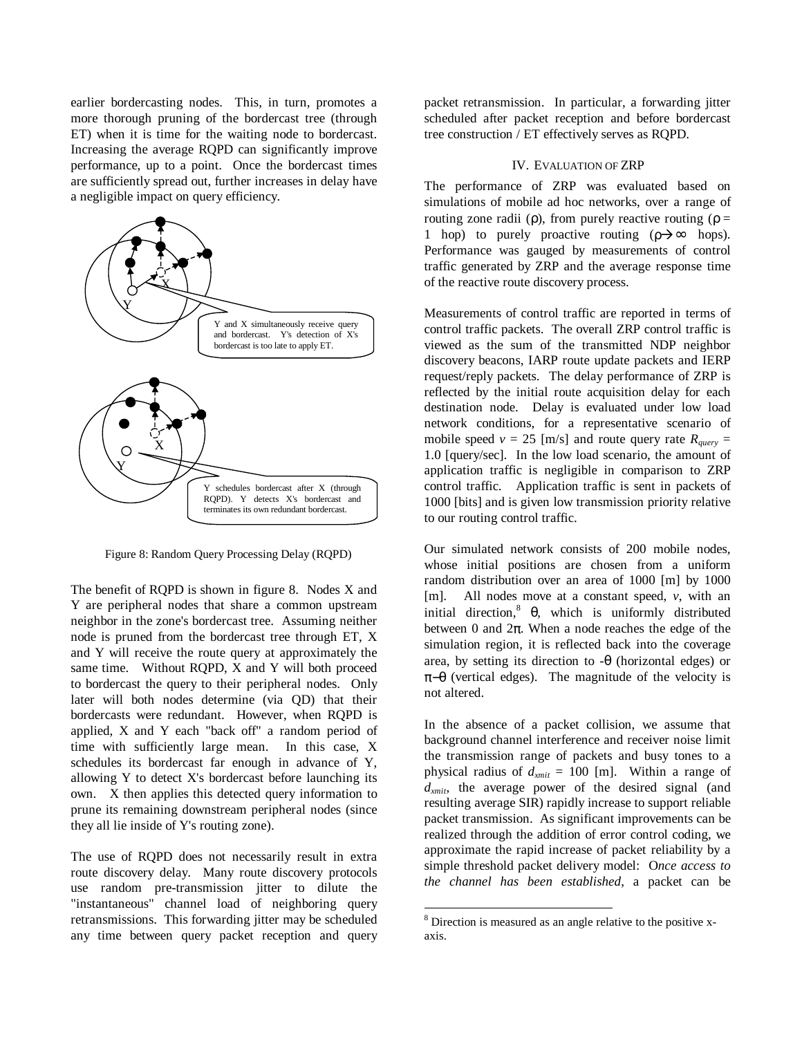earlier bordercasting nodes. This, in turn, promotes a more thorough pruning of the bordercast tree (through ET) when it is time for the waiting node to bordercast. Increasing the average RQPD can significantly improve performance, up to a point. Once the bordercast times are sufficiently spread out, further increases in delay have a negligible impact on query efficiency.

Y and X simultaneously receive query and bordercast. Y's detection of X's bordercast is too late to apply ET.

Y schedules bordercast after X (through RQPD). Y detects X's bordercast and terminates its own redundant bordercast.

Figure 8: Random Query Processing Delay (RQPD)

The benefit of RQPD is shown in figure 8. Nodes X and Y are peripheral nodes that share a common upstream neighbor in the zone's bordercast tree. Assuming neither node is pruned from the bordercast tree through ET, X and Y will receive the route query at approximately the same time. Without RQPD, X and Y will both proceed to bordercast the query to their peripheral nodes. Only later will both nodes determine (via QD) that their bordercasts were redundant. However, when RQPD is applied, X and Y each "back off" a random period of time with sufficiently large mean. In this case, X schedules its bordercast far enough in advance of Y, allowing Y to detect X's bordercast before launching its own. X then applies this detected query information to prune its remaining downstream peripheral nodes (since they all lie inside of Y's routing zone).

The use of RQPD does not necessarily result in extra route discovery delay. Many route discovery protocols use random pre-transmission jitter to dilute the "instantaneous" channel load of neighboring query retransmissions. This forwarding jitter may be scheduled any time between query packet reception and query packet retransmission. In particular, a forwarding jitter scheduled after packet reception and before bordercast tree construction / ET effectively serves as RQPD.

## IV. Evaluation of ZRP

The performance of ZRP was evaluated based on simulations of mobile ad hoc networks, over a range of routing zone radii ($\rho$), from purely reactive routing ($\rho$ = 1 hop) to purely proactive routing ($\rho \rightarrow \infty$ hops). Performance was gauged by measurements of control traffic generated by ZRP and the average response time of the reactive route discovery process.

Measurements of control traffic are reported in terms of control traffic packets. The overall ZRP control traffic is viewed as the sum of the transmitted NDP neighbor discovery beacons, IARP route update packets and IERP request/reply packets. The delay performance of ZRP is reflected by the initial route acquisition delay for each destination node. Delay is evaluated under low load network conditions, for a representative scenario of mobile speed $v$ = 25 [m/s] and route query rate $R_{query}$ = 1.0 [query/sec]. In the low load scenario, the amount of application traffic is negligible in comparison to ZRP control traffic. Application traffic is sent in packets of 1000 [bits] and is given low transmission priority relative to our routing control traffic.

Our simulated network consists of 200 mobile nodes, whose initial positions are chosen from a uniform random distribution over an area of 1000 [m] by 1000 [m]. All nodes move at a constant speed, $v$, with an initial direction,[8] $\theta$, which is uniformly distributed between 0 and $2\pi$. When a node reaches the edge of the simulation region, it is reflected back into the coverage area, by setting its direction to $-\theta$ (horizontal edges) or $\pi-\theta$ (vertical edges). The magnitude of the velocity is not altered.

In the absence of a packet collision, we assume that background channel interference and receiver noise limit the transmission range of packets and busy tones to a physical radius of $d_{xmit}$ = 100 [m]. Within a range of $d_{xmit}$, the average power of the desired signal (and resulting average SIR) rapidly increase to support reliable packet transmission. As significant improvements can be realized through the addition of error control coding, we approximate the rapid increase of packet reliability by a simple threshold packet delivery model: O*nce access to the channel has been established*, a packet can be

[8] Direction is measured as an angle relative to the positive x-axis.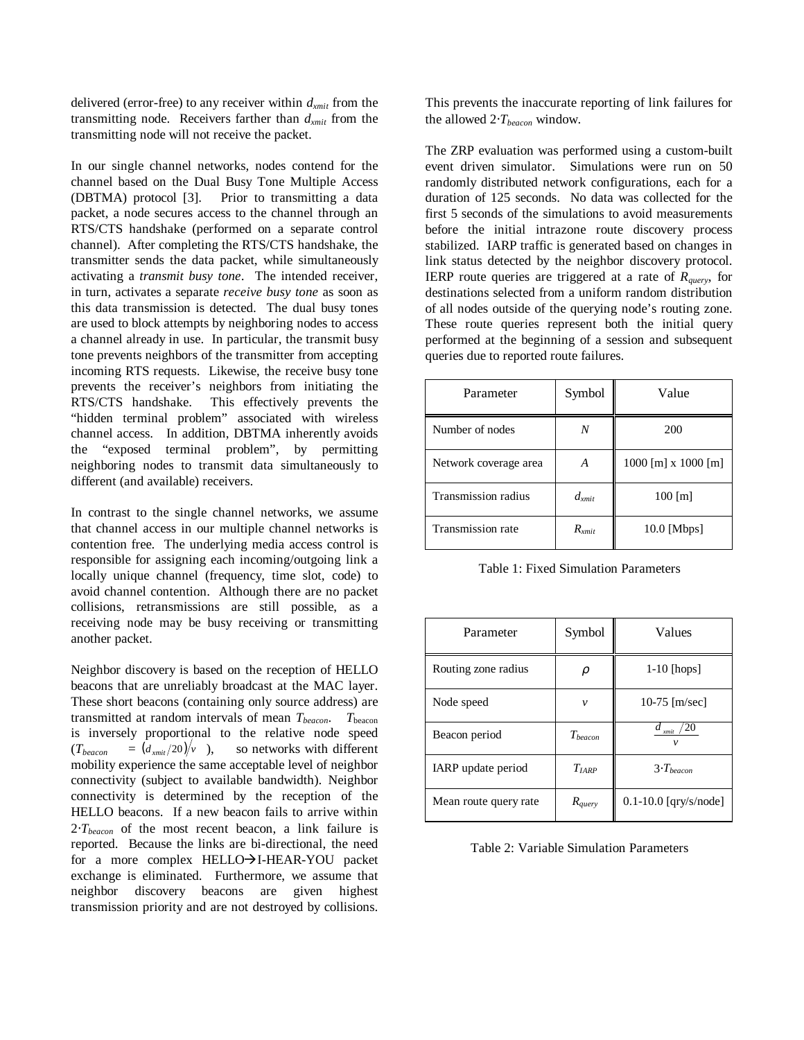delivered (error-free) to any receiver within $d_{xmit}$ from the transmitting node. Receivers farther than $d_{xmit}$ from the transmitting node will not receive the packet.

In our single channel networks, nodes contend for the channel based on the Dual Busy Tone Multiple Access (DBTMA) protocol [3]. Prior to transmitting a data packet, a node secures access to the channel through an RTS/CTS handshake (performed on a separate control channel). After completing the RTS/CTS handshake, the transmitter sends the data packet, while simultaneously activating a *transmit busy tone*. The intended receiver, in turn, activates a separate *receive busy tone* as soon as this data transmission is detected. The dual busy tones are used to block attempts by neighboring nodes to access a channel already in use. In particular, the transmit busy tone prevents neighbors of the transmitter from accepting incoming RTS requests. Likewise, the receive busy tone prevents the receiver's neighbors from initiating the RTS/CTS handshake. This effectively prevents the "hidden terminal problem" associated with wireless channel access. In addition, DBTMA inherently avoids the "exposed terminal problem", by permitting neighboring nodes to transmit data simultaneously to different (and available) receivers.

In contrast to the single channel networks, we assume that channel access in our multiple channel networks is contention free. The underlying media access control is responsible for assigning each incoming/outgoing link a locally unique channel (frequency, time slot, code) to avoid channel contention. Although there are no packet collisions, retransmissions are still possible, as a receiving node may be busy receiving or transmitting another packet.

Neighbor discovery is based on the reception of HELLO beacons that are unreliably broadcast at the MAC layer. These short beacons (containing only source address) are transmitted at random intervals of mean $T_{beacon}$. $T_{beacon}$ is inversely proportional to the relative node speed ($T_{beacon} = (d_{xmit}/20)/v$), so networks with different mobility experience the same acceptable level of neighbor connectivity (subject to available bandwidth). Neighbor connectivity is determined by the reception of the HELLO beacons. If a new beacon fails to arrive within $2 \cdot T_{beacon}$ of the most recent beacon, a link failure is reported. Because the links are bi-directional, the need for a more complex HELLO→I-HEAR-YOU packet exchange is eliminated. Furthermore, we assume that neighbor discovery beacons are given highest transmission priority and are not destroyed by collisions. This prevents the inaccurate reporting of link failures for the allowed $2 \cdot T_{beacon}$ window.

The ZRP evaluation was performed using a custom-built event driven simulator. Simulations were run on 50 randomly distributed network configurations, each for a duration of 125 seconds. No data was collected for the first 5 seconds of the simulations to avoid measurements before the initial intrazone route discovery process stabilized. IARP traffic is generated based on changes in link status detected by the neighbor discovery protocol. IERP route queries are triggered at a rate of $R_{query}$, for destinations selected from a uniform random distribution of all nodes outside of the querying node's routing zone. These route queries represent both the initial query performed at the beginning of a session and subsequent queries due to reported route failures.

| Parameter | Symbol | Value |
|---|---|---|
| Number of nodes | $N$ | 200 |
| Network coverage area | $A$ | 1000 [m] x 1000 [m] |
| Transmission radius | $d_{xmit}$ | 100 [m] |
| Transmission rate | $R_{xmit}$ | 10.0 [Mbps] |

Table 1: Fixed Simulation Parameters

| Parameter | Symbol | Values |
|---|---|---|
| Routing zone radius | $\rho$ | 1-10 [hops] |
| Node speed | $v$ | 10-75 [m/sec] |
| Beacon period | $T_{beacon}$ | $\frac{d_{xmit}/20}{v}$ |
| IARP update period | $T_{IARP}$ | $3 \cdot T_{beacon}$ |
| Mean route query rate | $R_{query}$ | 0.1-10.0 [qry/s/node] |

Table 2: Variable Simulation Parameters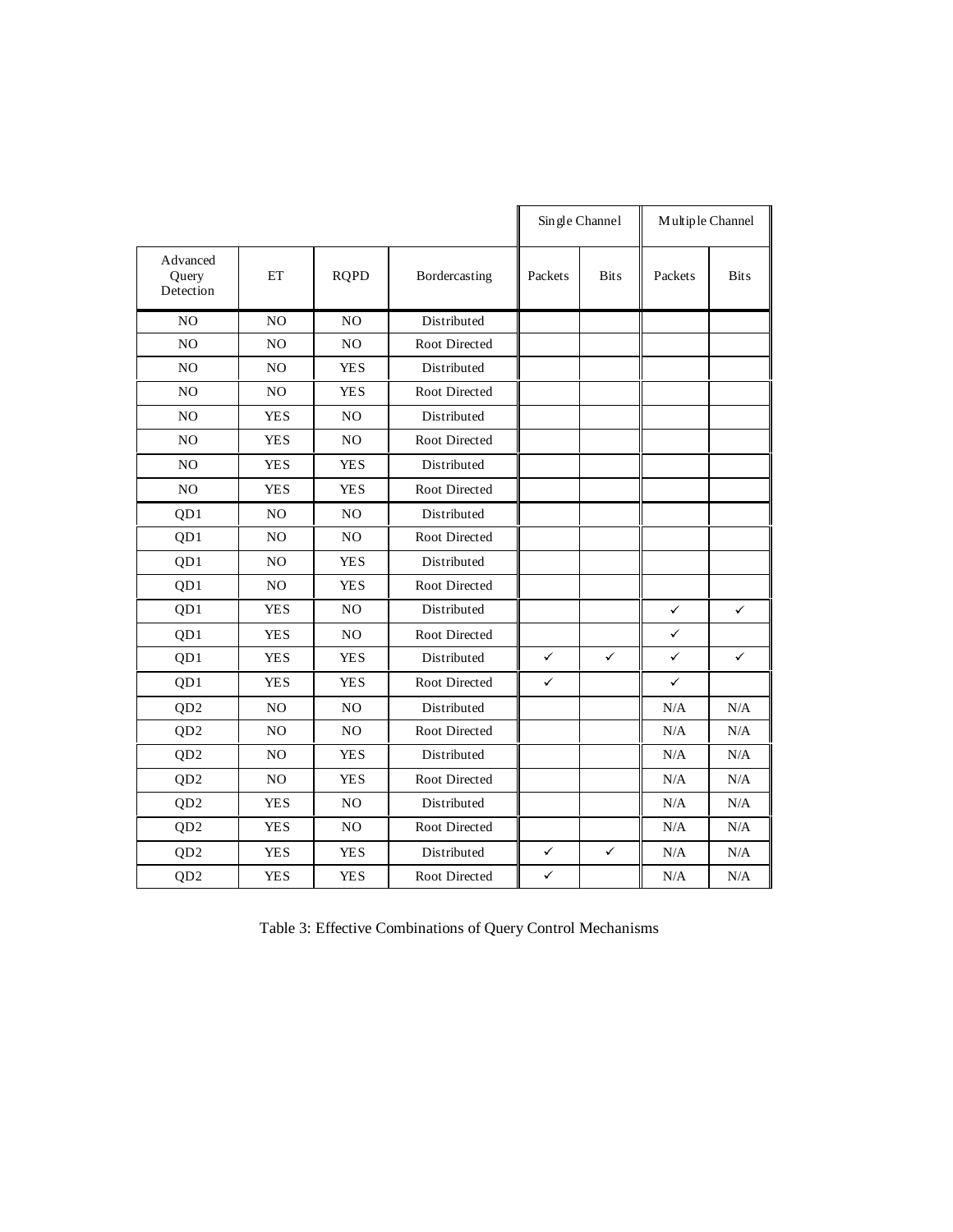| | | | | Single Channel | | Multiple Channel | |
|---|---|---|---|---|---|---|---|
| Advanced Query Detection | ET | RQPD | Bordercasting | Packets | Bits | Packets | Bits |
| NO | NO | NO | Distributed | | | | |
| NO | NO | NO | Root Directed | | | | |
| NO | NO | YES | Distributed | | | | |
| NO | NO | YES | Root Directed | | | | |
| NO | YES | NO | Distributed | | | | |
| NO | YES | NO | Root Directed | | | | |
| NO | YES | YES | Distributed | | | | |
| NO | YES | YES | Root Directed | | | | |
| QD1 | NO | NO | Distributed | | | | |
| QD1 | NO | NO | Root Directed | | | | |
| QD1 | NO | YES | Distributed | | | | |
| QD1 | NO | YES | Root Directed | | | | |
| QD1 | YES | NO | Distributed | | | ✓ | ✓ |
| QD1 | YES | NO | Root Directed | | | ✓ | |
| QD1 | YES | YES | Distributed | ✓ | ✓ | ✓ | ✓ |
| QD1 | YES | YES | Root Directed | ✓ | | ✓ | |
| QD2 | NO | NO | Distributed | | | N/A | N/A |
| QD2 | NO | NO | Root Directed | | | N/A | N/A |
| QD2 | NO | YES | Distributed | | | N/A | N/A |
| QD2 | NO | YES | Root Directed | | | N/A | N/A |
| QD2 | YES | NO | Distributed | | | N/A | N/A |
| QD2 | YES | NO | Root Directed | | | N/A | N/A |
| QD2 | YES | YES | Distributed | ✓ | ✓ | N/A | N/A |
| QD2 | YES | YES | Root Directed | ✓ | | N/A | N/A |

Table 3: Effective Combinations of Query Control Mechanisms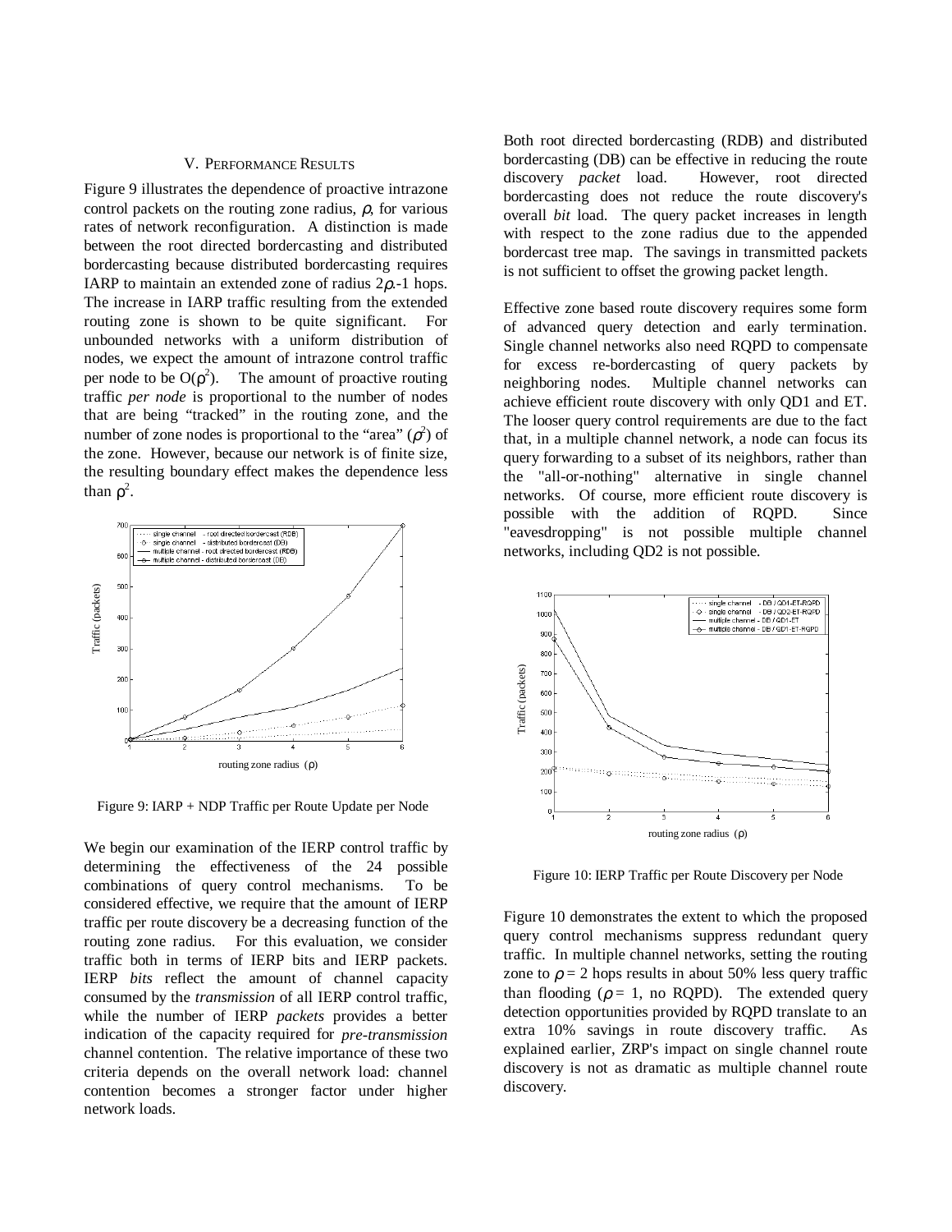## V. Performance Results

Figure 9 illustrates the dependence of proactive intrazone control packets on the routing zone radius, $\rho$, for various rates of network reconfiguration. A distinction is made between the root directed bordercasting and distributed bordercasting because distributed bordercasting requires IARP to maintain an extended zone of radius $2\rho$-1 hops. The increase in IARP traffic resulting from the extended routing zone is shown to be quite significant. For unbounded networks with a uniform distribution of nodes, we expect the amount of intrazone control traffic per node to be $O(\rho^2)$. The amount of proactive routing traffic *per node* is proportional to the number of nodes that are being "tracked" in the routing zone, and the number of zone nodes is proportional to the "area" ($\rho^2$) of the zone. However, because our network is of finite size, the resulting boundary effect makes the dependence less than $\rho^2$.

Figure 9: IARP + NDP Traffic per Route Update per Node

We begin our examination of the IERP control traffic by determining the effectiveness of the 24 possible combinations of query control mechanisms. To be considered effective, we require that the amount of IERP traffic per route discovery be a decreasing function of the routing zone radius. For this evaluation, we consider traffic both in terms of IERP bits and IERP packets. IERP *bits* reflect the amount of channel capacity consumed by the *transmission* of all IERP control traffic, while the number of IERP *packets* provides a better indication of the capacity required for *pre-transmission* channel contention. The relative importance of these two criteria depends on the overall network load: channel contention becomes a stronger factor under higher network loads.

Both root directed bordercasting (RDB) and distributed bordercasting (DB) can be effective in reducing the route discovery *packet* load. However, root directed bordercasting does not reduce the route discovery's overall *bit* load. The query packet increases in length with respect to the zone radius due to the appended bordercast tree map. The savings in transmitted packets is not sufficient to offset the growing packet length.

Effective zone based route discovery requires some form of advanced query detection and early termination. Single channel networks also need RQPD to compensate for excess re-bordercasting of query packets by neighboring nodes. Multiple channel networks can achieve efficient route discovery with only QD1 and ET. The looser query control requirements are due to the fact that, in a multiple channel network, a node can focus its query forwarding to a subset of its neighbors, rather than the "all-or-nothing" alternative in single channel networks. Of course, more efficient route discovery is possible with the addition of RQPD. Since "eavesdropping" is not possible multiple channel networks, including QD2 is not possible.

Figure 10: IERP Traffic per Route Discovery per Node

Figure 10 demonstrates the extent to which the proposed query control mechanisms suppress redundant query traffic. In multiple channel networks, setting the routing zone to $\rho = 2$ hops results in about 50% less query traffic than flooding ($\rho = 1$, no RQPD). The extended query detection opportunities provided by RQPD translate to an extra 10% savings in route discovery traffic. As explained earlier, ZRP's impact on single channel route discovery is not as dramatic as multiple channel route discovery.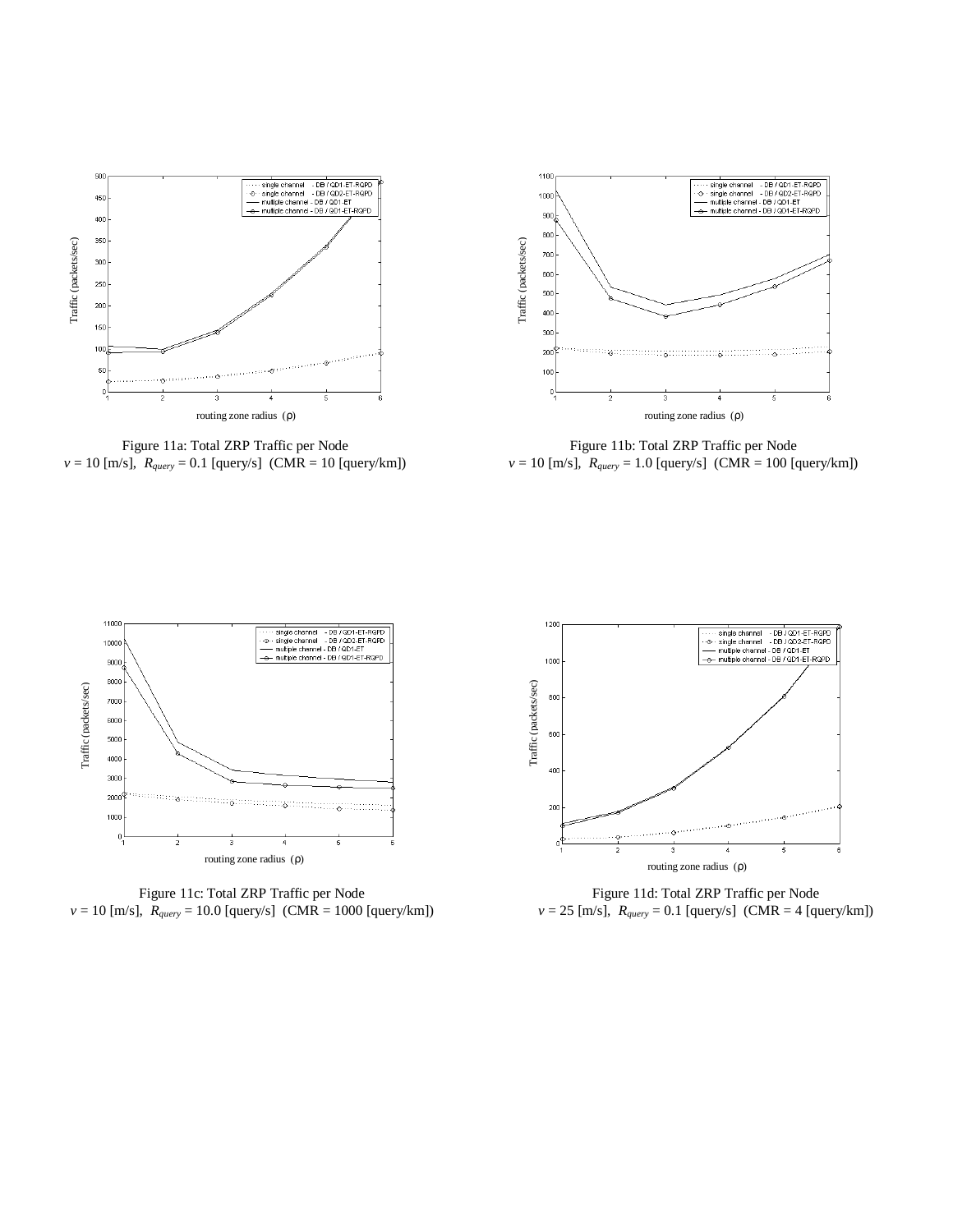Figure 11a: Total ZRP Traffic per Node
$v$ = 10 [m/s], $R_{query}$ = 0.1 [query/s] (CMR = 10 [query/km])

Figure 11b: Total ZRP Traffic per Node
$v$ = 10 [m/s], $R_{query}$ = 1.0 [query/s] (CMR = 100 [query/km])

Figure 11c: Total ZRP Traffic per Node
$v$ = 10 [m/s], $R_{query}$ = 10.0 [query/s] (CMR = 1000 [query/km])

Figure 11d: Total ZRP Traffic per Node
$v$ = 25 [m/s], $R_{query}$ = 0.1 [query/s] (CMR = 4 [query/km])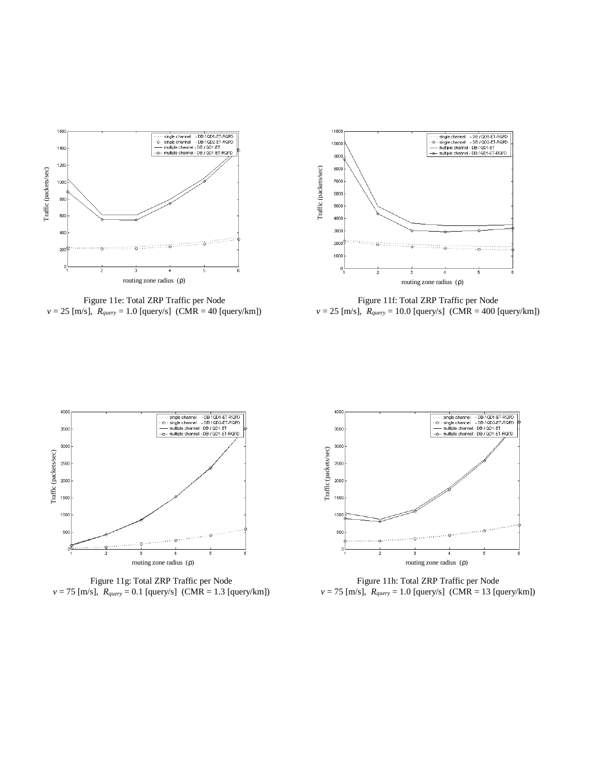Figure 11e: Total ZRP Traffic per Node
$v$ = 25 [m/s], $R_{query}$ = 1.0 [query/s] (CMR = 40 [query/km])

Figure 11f: Total ZRP Traffic per Node
$v$ = 25 [m/s], $R_{query}$ = 10.0 [query/s] (CMR = 400 [query/km])

Figure 11g: Total ZRP Traffic per Node
$v$ = 75 [m/s], $R_{query}$ = 0.1 [query/s] (CMR = 1.3 [query/km])

Figure 11h: Total ZRP Traffic per Node
$v$ = 75 [m/s], $R_{query}$ = 1.0 [query/s] (CMR = 13 [query/km])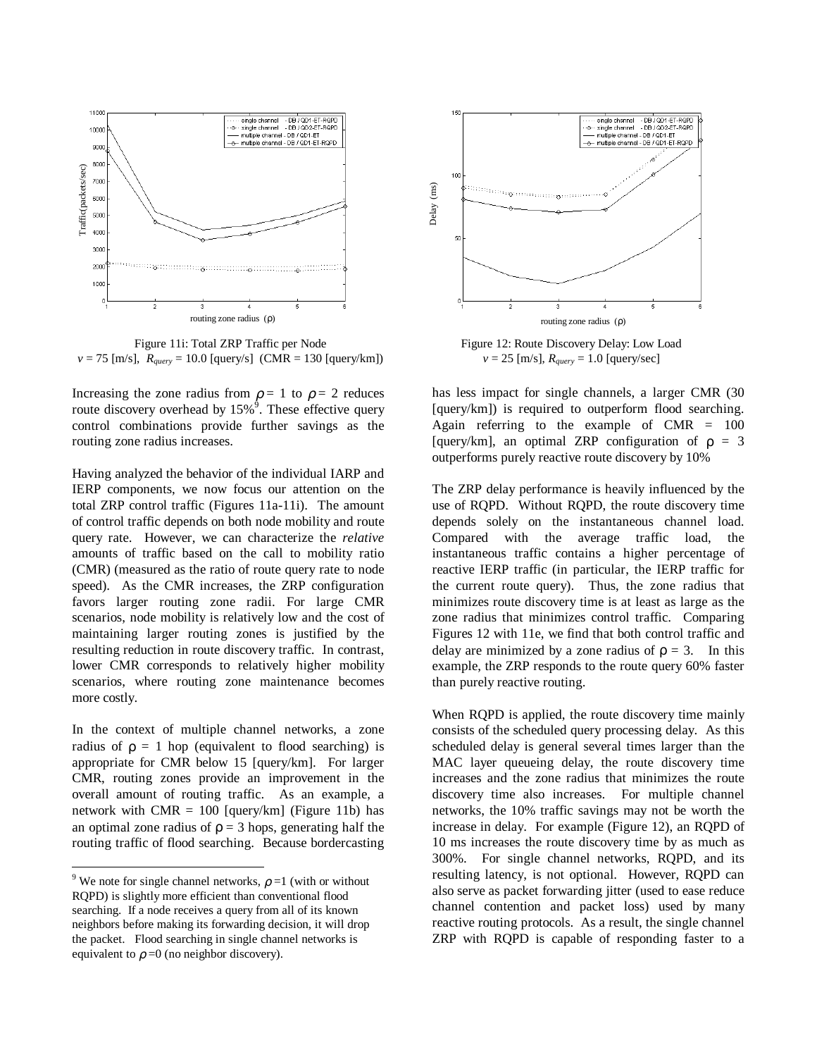Figure 11i: Total ZRP Traffic per Node
$v$ = 75 [m/s], $R_{query}$ = 10.0 [query/s] (CMR = 130 [query/km])

Figure 12: Route Discovery Delay: Low Load
$v$ = 25 [m/s], $R_{query}$ = 1.0 [query/sec]

Increasing the zone radius from $\rho = 1$ to $\rho = 2$ reduces route discovery overhead by 15%[9]. These effective query control combinations provide further savings as the routing zone radius increases.

Having analyzed the behavior of the individual IARP and IERP components, we now focus our attention on the total ZRP control traffic (Figures 11a-11i). The amount of control traffic depends on both node mobility and route query rate. However, we can characterize the *relative* amounts of traffic based on the call to mobility ratio (CMR) (measured as the ratio of route query rate to node speed). As the CMR increases, the ZRP configuration favors larger routing zone radii. For large CMR scenarios, node mobility is relatively low and the cost of maintaining larger routing zones is justified by the resulting reduction in route discovery traffic. In contrast, lower CMR corresponds to relatively higher mobility scenarios, where routing zone maintenance becomes more costly.

In the context of multiple channel networks, a zone radius of $\rho = 1$ hop (equivalent to flood searching) is appropriate for CMR below 15 [query/km]. For larger CMR, routing zones provide an improvement in the overall amount of routing traffic. As an example, a network with CMR = 100 [query/km] (Figure 11b) has an optimal zone radius of $\rho = 3$ hops, generating half the routing traffic of flood searching. Because bordercasting has less impact for single channels, a larger CMR (30 [query/km]) is required to outperform flood searching. Again referring to the example of CMR = 100 [query/km], an optimal ZRP configuration of $\rho = 3$ outperforms purely reactive route discovery by 10%

The ZRP delay performance is heavily influenced by the use of RQPD. Without RQPD, the route discovery time depends solely on the instantaneous channel load. Compared with the average traffic load, the instantaneous traffic contains a higher percentage of reactive IERP traffic (in particular, the IERP traffic for the current route query). Thus, the zone radius that minimizes route discovery time is at least as large as the zone radius that minimizes control traffic. Comparing Figures 12 with 11e, we find that both control traffic and delay are minimized by a zone radius of $\rho = 3$. In this example, the ZRP responds to the route query 60% faster than purely reactive routing.

When RQPD is applied, the route discovery time mainly consists of the scheduled query processing delay. As this scheduled delay is general several times larger than the MAC layer queueing delay, the route discovery time increases and the zone radius that minimizes the route discovery time also increases. For multiple channel networks, the 10% traffic savings may not be worth the increase in delay. For example (Figure 12), an RQPD of 10 ms increases the route discovery time by as much as 300%. For single channel networks, RQPD, and its resulting latency, is not optional. However, RQPD can also serve as packet forwarding jitter (used to ease reduce channel contention and packet loss) used by many reactive routing protocols. As a result, the single channel ZRP with RQPD is capable of responding faster to a

[9] We note for single channel networks, $\rho = 1$ (with or without RQPD) is slightly more efficient than conventional flood searching. If a node receives a query from all of its known neighbors before making its forwarding decision, it will drop the packet. Flood searching in single channel networks is equivalent to $\rho = 0$ (no neighbor discovery).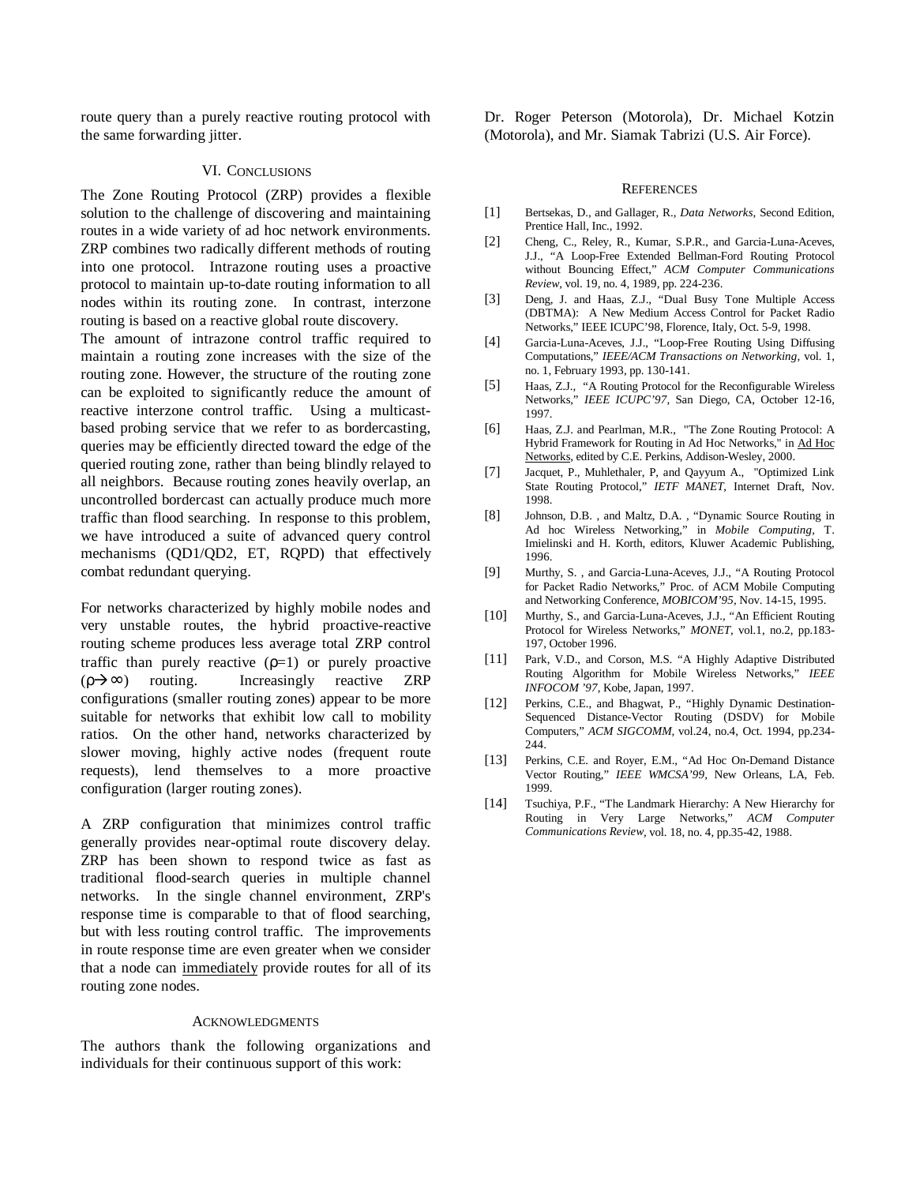route query than a purely reactive routing protocol with the same forwarding jitter.

## VI. Conclusions

The Zone Routing Protocol (ZRP) provides a flexible solution to the challenge of discovering and maintaining routes in a wide variety of ad hoc network environments. ZRP combines two radically different methods of routing into one protocol. Intrazone routing uses a proactive protocol to maintain up-to-date routing information to all nodes within its routing zone. In contrast, interzone routing is based on a reactive global route discovery.

The amount of intrazone control traffic required to maintain a routing zone increases with the size of the routing zone. However, the structure of the routing zone can be exploited to significantly reduce the amount of reactive interzone control traffic. Using a multicast-based probing service that we refer to as bordercasting, queries may be efficiently directed toward the edge of the queried routing zone, rather than being blindly relayed to all neighbors. Because routing zones heavily overlap, an uncontrolled bordercast can actually produce much more traffic than flood searching. In response to this problem, we have introduced a suite of advanced query control mechanisms (QD1/QD2, ET, RQPD) that effectively combat redundant querying.

For networks characterized by highly mobile nodes and very unstable routes, the hybrid proactive-reactive routing scheme produces less average total ZRP control traffic than purely reactive ($\rho$=1) or purely proactive ($\rho \rightarrow \infty$) routing. Increasingly reactive ZRP configurations (smaller routing zones) appear to be more suitable for networks that exhibit low call to mobility ratios. On the other hand, networks characterized by slower moving, highly active nodes (frequent route requests), lend themselves to a more proactive configuration (larger routing zones).

A ZRP configuration that minimizes control traffic generally provides near-optimal route discovery delay. ZRP has been shown to respond twice as fast as traditional flood-search queries in multiple channel networks. In the single channel environment, ZRP's response time is comparable to that of flood searching, but with less routing control traffic. The improvements in route response time are even greater when we consider that a node can immediately provide routes for all of its routing zone nodes.

## Acknowledgments

The authors thank the following organizations and individuals for their continuous support of this work: Dr. Roger Peterson (Motorola), Dr. Michael Kotzin (Motorola), and Mr. Siamak Tabrizi (U.S. Air Force).

## References

[1] Bertsekas, D., and Gallager, R., *Data Networks*, Second Edition, Prentice Hall, Inc., 1992.

[2] Cheng, C., Reley, R., Kumar, S.P.R., and Garcia-Luna-Aceves, J.J., "A Loop-Free Extended Bellman-Ford Routing Protocol without Bouncing Effect," *ACM Computer Communications Review*, vol. 19, no. 4, 1989, pp. 224-236.

[3] Deng, J. and Haas, Z.J., "Dual Busy Tone Multiple Access (DBTMA): A New Medium Access Control for Packet Radio Networks," IEEE ICUPC'98, Florence, Italy, Oct. 5-9, 1998.

[4] Garcia-Luna-Aceves, J.J., "Loop-Free Routing Using Diffusing Computations," *IEEE/ACM Transactions on Networking*, vol. 1, no. 1, February 1993, pp. 130-141.

[5] Haas, Z.J., "A Routing Protocol for the Reconfigurable Wireless Networks," *IEEE ICUPC'97*, San Diego, CA, October 12-16, 1997.

[6] Haas, Z.J. and Pearlman, M.R., "The Zone Routing Protocol: A Hybrid Framework for Routing in Ad Hoc Networks," in Ad Hoc Networks, edited by C.E. Perkins, Addison-Wesley, 2000.

[7] Jacquet, P., Muhlethaler, P, and Qayyum A., "Optimized Link State Routing Protocol," *IETF MANET*, Internet Draft, Nov. 1998.

[8] Johnson, D.B. , and Maltz, D.A. , "Dynamic Source Routing in Ad hoc Wireless Networking," in *Mobile Computing*, T. Imielinski and H. Korth, editors, Kluwer Academic Publishing, 1996.

[9] Murthy, S. , and Garcia-Luna-Aceves, J.J., "A Routing Protocol for Packet Radio Networks," Proc. of ACM Mobile Computing and Networking Conference, *MOBICOM'95*, Nov. 14-15, 1995.

[10] Murthy, S., and Garcia-Luna-Aceves, J.J., "An Efficient Routing Protocol for Wireless Networks," *MONET*, vol.1, no.2, pp.183-197, October 1996.

[11] Park, V.D., and Corson, M.S. "A Highly Adaptive Distributed Routing Algorithm for Mobile Wireless Networks," *IEEE INFOCOM '97*, Kobe, Japan, 1997.

[12] Perkins, C.E., and Bhagwat, P., "Highly Dynamic Destination-Sequenced Distance-Vector Routing (DSDV) for Mobile Computers," *ACM SIGCOMM*, vol.24, no.4, Oct. 1994, pp.234-244.

[13] Perkins, C.E. and Royer, E.M., "Ad Hoc On-Demand Distance Vector Routing," *IEEE WMCSA'99*, New Orleans, LA, Feb. 1999.

[14] Tsuchiya, P.F., "The Landmark Hierarchy: A New Hierarchy for Routing in Very Large Networks," *ACM Computer Communications Review*, vol. 18, no. 4, pp.35-42, 1988.